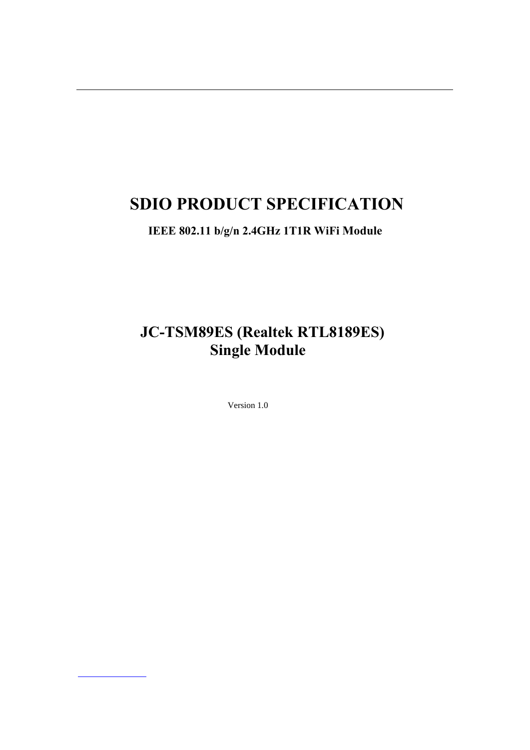# SDIO PRODUCT SPECIFICATION

**IEEE 802.11 b/g/n 2.4GHz 1T1R WiFi Module**

## JC-TSM89ES (Realtek RTL8189ES)
## Single Module

Version 1.0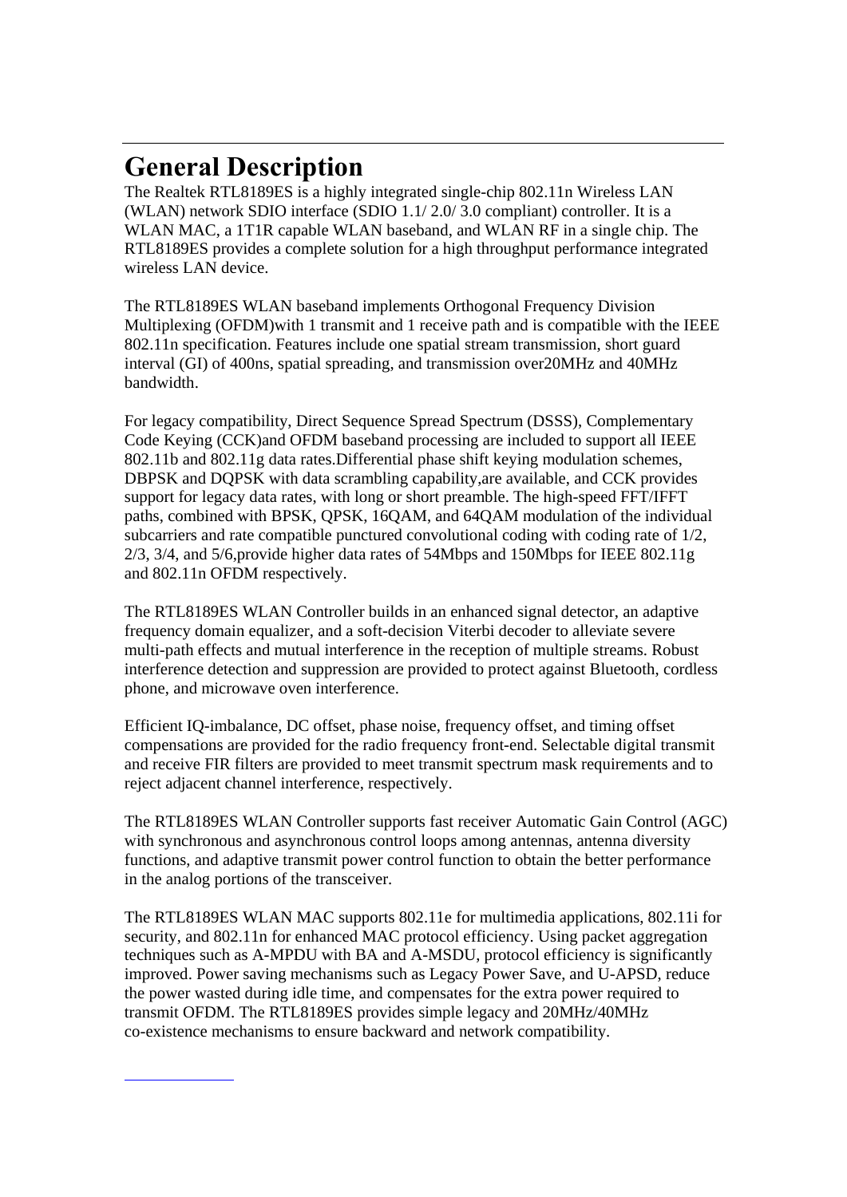# General Description

The Realtek RTL8189ES is a highly integrated single-chip 802.11n Wireless LAN (WLAN) network SDIO interface (SDIO 1.1/ 2.0/ 3.0 compliant) controller. It is a WLAN MAC, a 1T1R capable WLAN baseband, and WLAN RF in a single chip. The RTL8189ES provides a complete solution for a high throughput performance integrated wireless LAN device.

The RTL8189ES WLAN baseband implements Orthogonal Frequency Division Multiplexing (OFDM)with 1 transmit and 1 receive path and is compatible with the IEEE 802.11n specification. Features include one spatial stream transmission, short guard interval (GI) of 400ns, spatial spreading, and transmission over20MHz and 40MHz bandwidth.

For legacy compatibility, Direct Sequence Spread Spectrum (DSSS), Complementary Code Keying (CCK)and OFDM baseband processing are included to support all IEEE 802.11b and 802.11g data rates.Differential phase shift keying modulation schemes, DBPSK and DQPSK with data scrambling capability,are available, and CCK provides support for legacy data rates, with long or short preamble. The high-speed FFT/IFFT paths, combined with BPSK, QPSK, 16QAM, and 64QAM modulation of the individual subcarriers and rate compatible punctured convolutional coding with coding rate of 1/2, 2/3, 3/4, and 5/6,provide higher data rates of 54Mbps and 150Mbps for IEEE 802.11g and 802.11n OFDM respectively.

The RTL8189ES WLAN Controller builds in an enhanced signal detector, an adaptive frequency domain equalizer, and a soft-decision Viterbi decoder to alleviate severe multi-path effects and mutual interference in the reception of multiple streams. Robust interference detection and suppression are provided to protect against Bluetooth, cordless phone, and microwave oven interference.

Efficient IQ-imbalance, DC offset, phase noise, frequency offset, and timing offset compensations are provided for the radio frequency front-end. Selectable digital transmit and receive FIR filters are provided to meet transmit spectrum mask requirements and to reject adjacent channel interference, respectively.

The RTL8189ES WLAN Controller supports fast receiver Automatic Gain Control (AGC) with synchronous and asynchronous control loops among antennas, antenna diversity functions, and adaptive transmit power control function to obtain the better performance in the analog portions of the transceiver.

The RTL8189ES WLAN MAC supports 802.11e for multimedia applications, 802.11i for security, and 802.11n for enhanced MAC protocol efficiency. Using packet aggregation techniques such as A-MPDU with BA and A-MSDU, protocol efficiency is significantly improved. Power saving mechanisms such as Legacy Power Save, and U-APSD, reduce the power wasted during idle time, and compensates for the extra power required to transmit OFDM. The RTL8189ES provides simple legacy and 20MHz/40MHz co-existence mechanisms to ensure backward and network compatibility.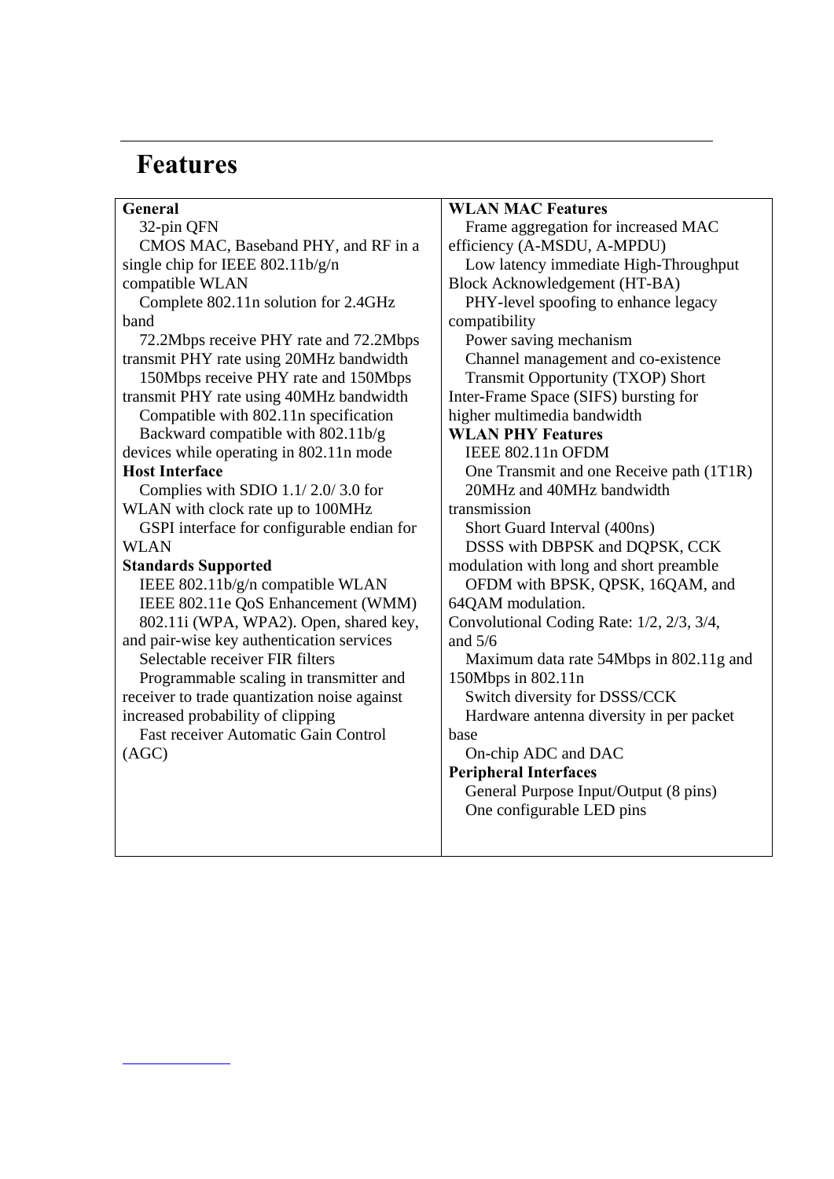# Features

**General**

- 32-pin QFN
- CMOS MAC, Baseband PHY, and RF in a single chip for IEEE 802.11b/g/n compatible WLAN
- Complete 802.11n solution for 2.4GHz band
- 72.2Mbps receive PHY rate and 72.2Mbps transmit PHY rate using 20MHz bandwidth
- 150Mbps receive PHY rate and 150Mbps transmit PHY rate using 40MHz bandwidth
- Compatible with 802.11n specification
- Backward compatible with 802.11b/g devices while operating in 802.11n mode

**Host Interface**

- Complies with SDIO 1.1/ 2.0/ 3.0 for WLAN with clock rate up to 100MHz
- GSPI interface for configurable endian for WLAN

**Standards Supported**

- IEEE 802.11b/g/n compatible WLAN
- IEEE 802.11e QoS Enhancement (WMM)
- 802.11i (WPA, WPA2). Open, shared key, and pair-wise key authentication services
- Selectable receiver FIR filters
- Programmable scaling in transmitter and receiver to trade quantization noise against increased probability of clipping
- Fast receiver Automatic Gain Control (AGC)

**WLAN MAC Features**

- Frame aggregation for increased MAC efficiency (A-MSDU, A-MPDU)
- Low latency immediate High-Throughput Block Acknowledgement (HT-BA)
- PHY-level spoofing to enhance legacy compatibility
- Power saving mechanism
- Channel management and co-existence
- Transmit Opportunity (TXOP) Short Inter-Frame Space (SIFS) bursting for higher multimedia bandwidth

**WLAN PHY Features**

- IEEE 802.11n OFDM
- One Transmit and one Receive path (1T1R)
- 20MHz and 40MHz bandwidth transmission
- Short Guard Interval (400ns)
- DSSS with DBPSK and DQPSK, CCK modulation with long and short preamble
- OFDM with BPSK, QPSK, 16QAM, and 64QAM modulation.

Convolutional Coding Rate: 1/2, 2/3, 3/4, and 5/6

- Maximum data rate 54Mbps in 802.11g and 150Mbps in 802.11n
- Switch diversity for DSSS/CCK
- Hardware antenna diversity in per packet base
- On-chip ADC and DAC

**Peripheral Interfaces**

- General Purpose Input/Output (8 pins)
- One configurable LED pins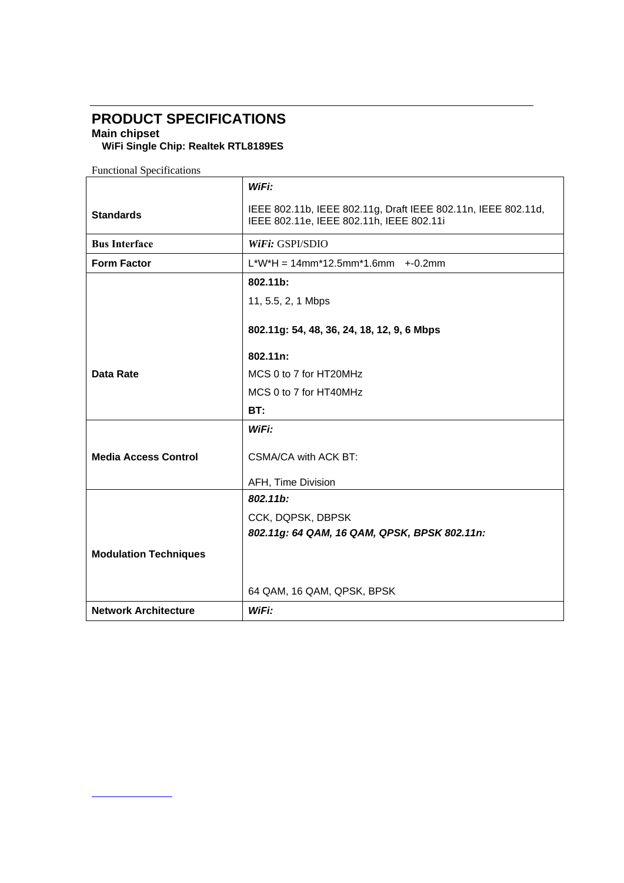## PRODUCT SPECIFICATIONS

**Main chipset**

**WiFi Single Chip: Realtek RTL8189ES**

Functional Specifications

| | |
|---|---|
| **Standards** | ***WiFi:***<br><br>IEEE 802.11b, IEEE 802.11g, Draft IEEE 802.11n, IEEE 802.11d, IEEE 802.11e, IEEE 802.11h, IEEE 802.11i |
| **Bus Interface** | ***WiFi:*** GSPI/SDIO |
| **Form Factor** | L*W*H = 14mm*12.5mm*1.6mm +-0.2mm |
| **Data Rate** | **802.11b:**<br><br>11, 5.5, 2, 1 Mbps<br><br>**802.11g: 54, 48, 36, 24, 18, 12, 9, 6 Mbps**<br><br>**802.11n:**<br><br>MCS 0 to 7 for HT20MHz<br><br>MCS 0 to 7 for HT40MHz<br><br>**BT:** |
| **Media Access Control** | ***WiFi:***<br><br>CSMA/CA with ACK BT:<br><br>AFH, Time Division |
| **Modulation Techniques** | ***802.11b:***<br><br>CCK, DQPSK, DBPSK<br><br>***802.11g: 64 QAM, 16 QAM, QPSK, BPSK 802.11n:***<br><br>64 QAM, 16 QAM, QPSK, BPSK |
| **Network Architecture** | ***WiFi:*** |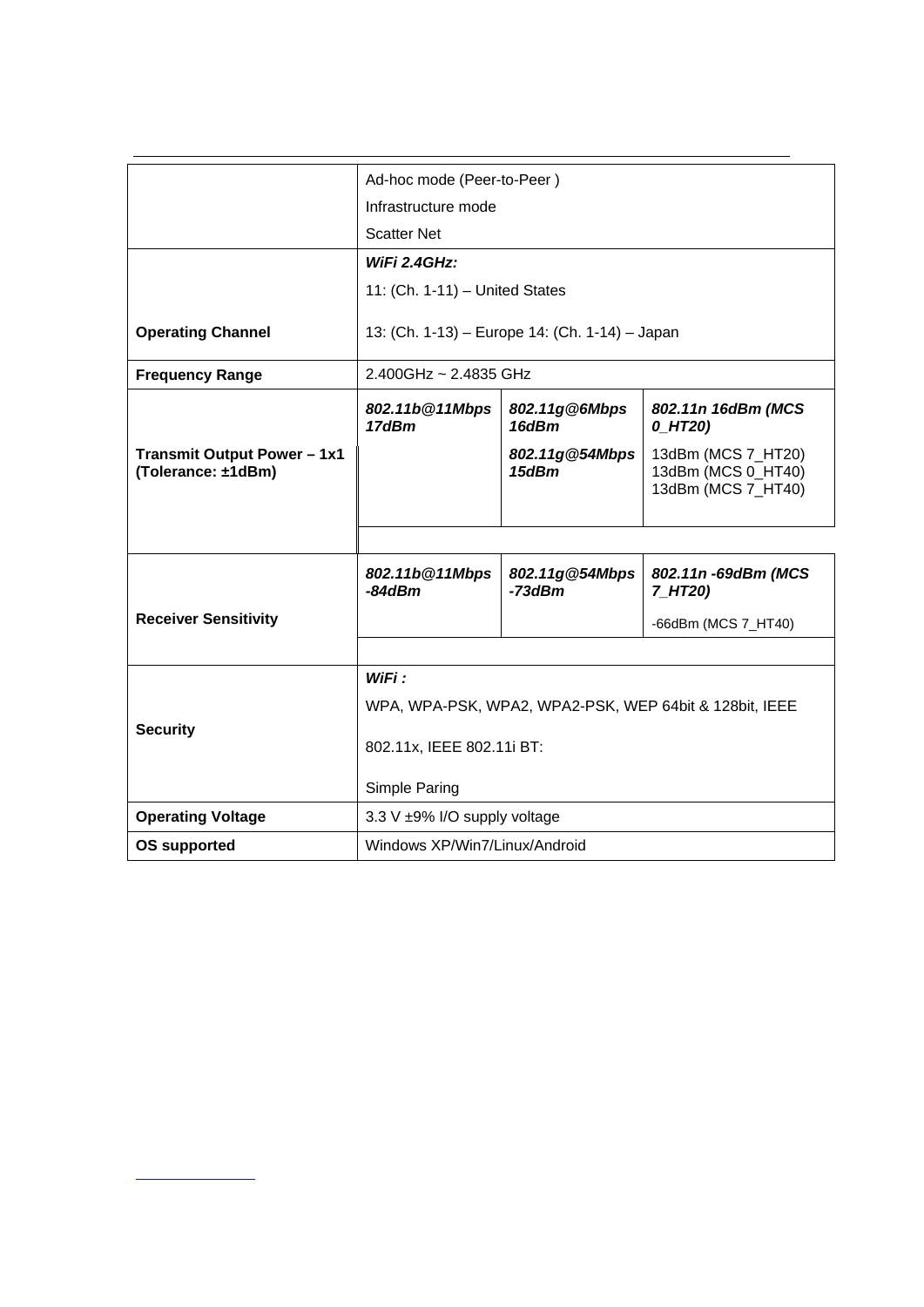| | | | |
|---|---|---|---|
| | Ad-hoc mode (Peer-to-Peer )<br>Infrastructure mode<br>Scatter Net | | |
| **Operating Channel** | ***WiFi 2.4GHz:***<br>11: (Ch. 1-11) – United States<br>13: (Ch. 1-13) – Europe 14: (Ch. 1-14) – Japan | | |
| **Frequency Range** | 2.400GHz ~ 2.4835 GHz | | |
| **Transmit Output Power – 1x1 (Tolerance: ±1dBm)** | ***802.11b@11Mbps 17dBm*** | ***802.11g@6Mbps 16dBm***<br>***802.11g@54Mbps 15dBm*** | ***802.11n 16dBm (MCS 0_HT20)***<br>13dBm (MCS 7_HT20)<br>13dBm (MCS 0_HT40)<br>13dBm (MCS 7_HT40) |
| **Receiver Sensitivity** | ***802.11b@11Mbps -84dBm*** | ***802.11g@54Mbps -73dBm*** | ***802.11n -69dBm (MCS 7_HT20)***<br>-66dBm (MCS 7_HT40) |
| **Security** | ***WiFi :***<br>WPA, WPA-PSK, WPA2, WPA2-PSK, WEP 64bit & 128bit, IEEE<br>802.11x, IEEE 802.11i BT:<br>Simple Paring | | |
| **Operating Voltage** | 3.3 V ±9% I/O supply voltage | | |
| **OS supported** | Windows XP/Win7/Linux/Android | | |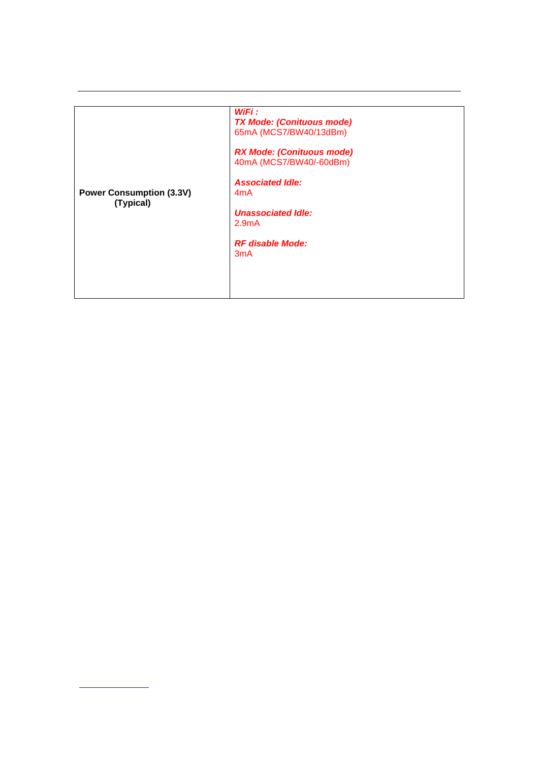| | |
|---|---|
| **Power Consumption (3.3V) (Typical)** | ***WiFi :***<br>***TX Mode: (Conituous mode)***<br>65mA (MCS7/BW40/13dBm)<br><br>***RX Mode: (Conituous mode)***<br>40mA (MCS7/BW40/-60dBm)<br><br>***Associated Idle:***<br>4mA<br><br>***Unassociated Idle:***<br>2.9mA<br><br>***RF disable Mode:***<br>3mA |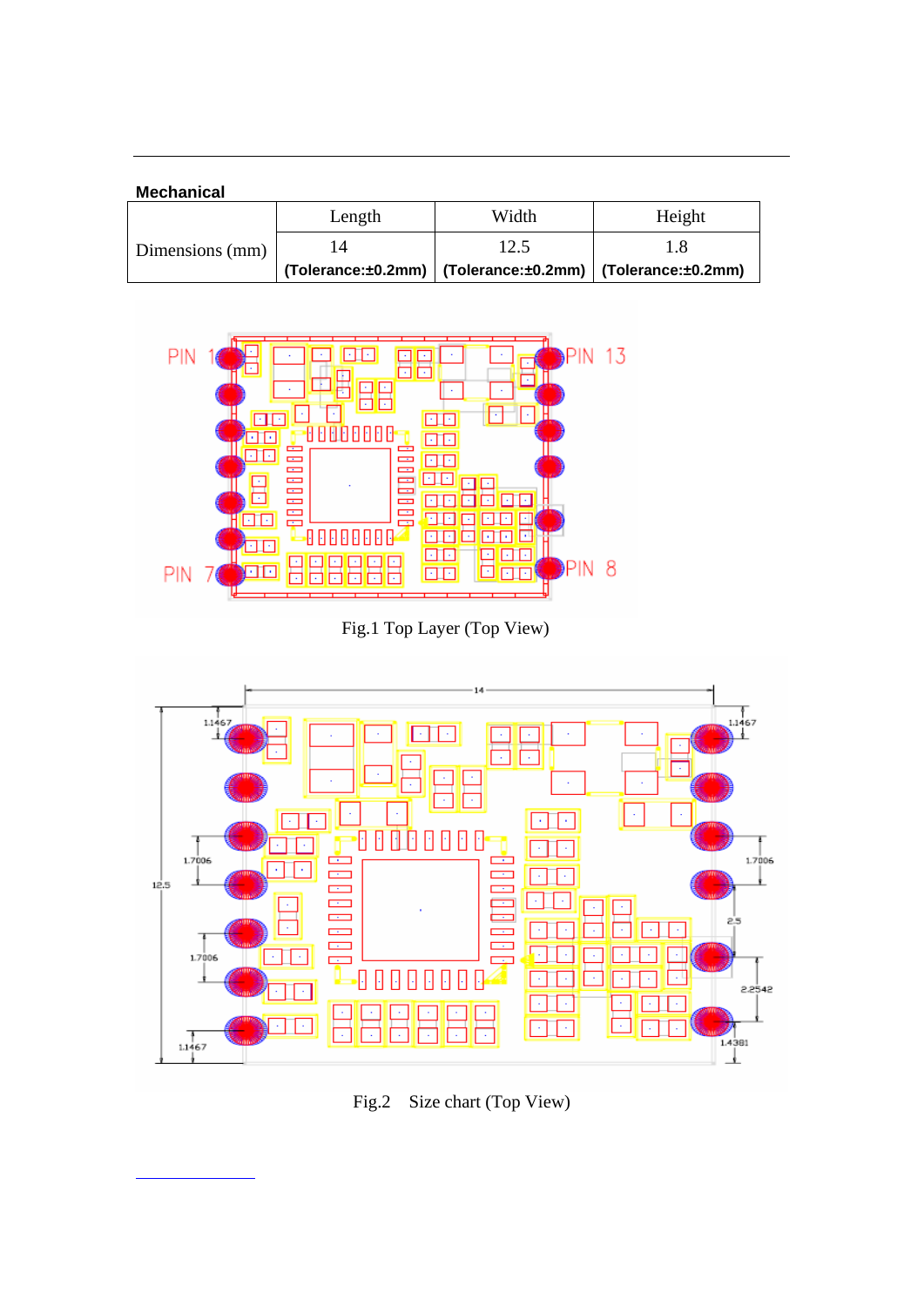**Mechanical**

| | Length | Width | Height |
|---|---|---|---|
| Dimensions (mm) | 14 (Tolerance:±0.2mm) | 12.5 (Tolerance:±0.2mm) | 1.8 (Tolerance:±0.2mm) |

Fig.1 Top Layer (Top View)

Fig.2 Size chart (Top View)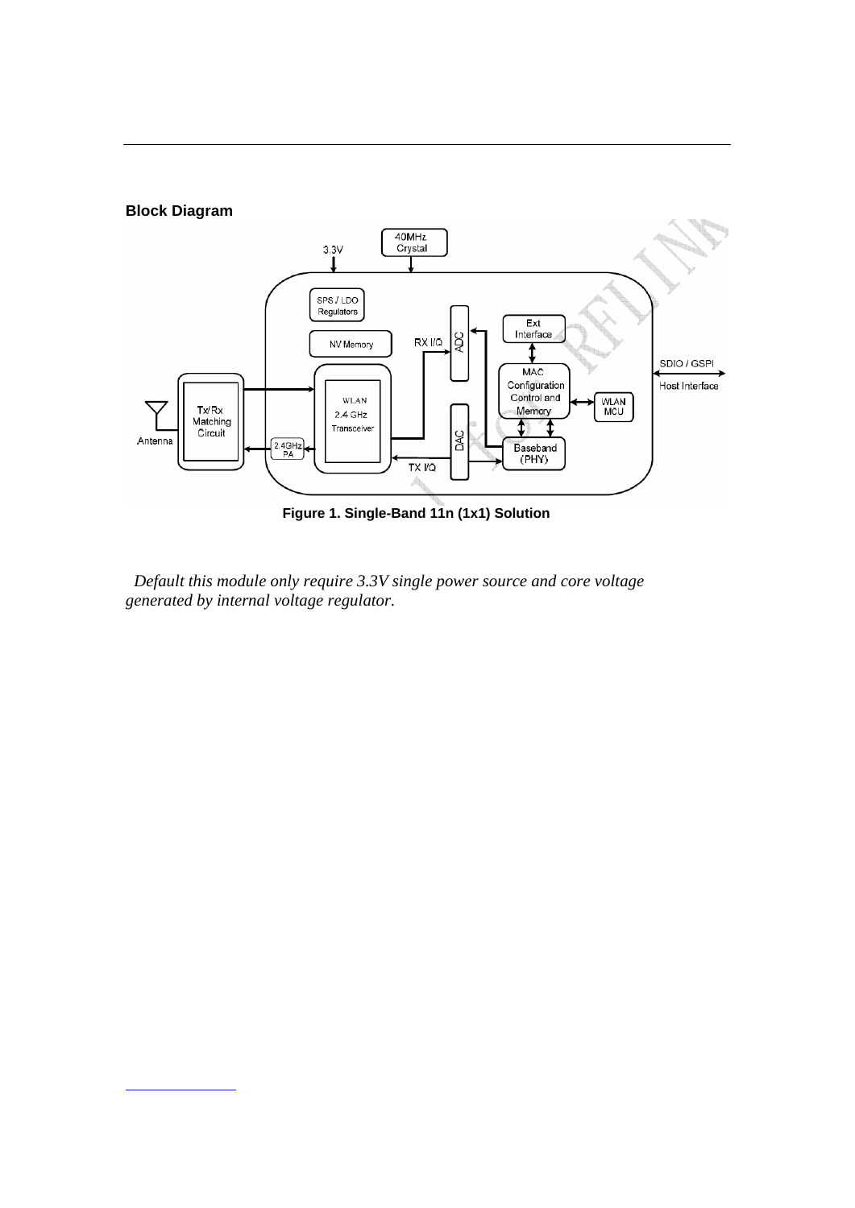**Block Diagram**

**Figure 1. Single-Band 11n (1x1) Solution**

*Default this module only require 3.3V single power source and core voltage generated by internal voltage regulator.*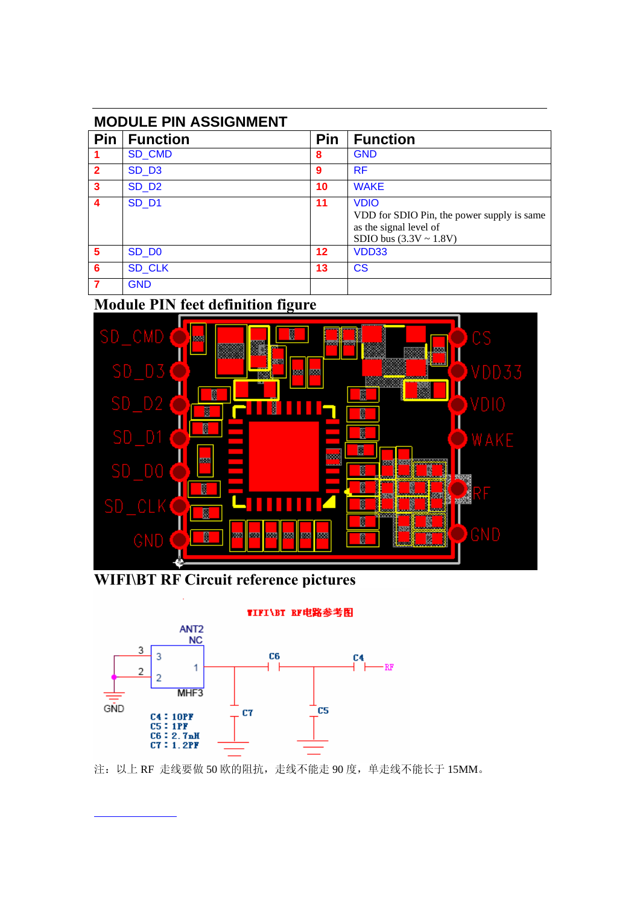## MODULE PIN ASSIGNMENT

| Pin | Function | Pin | Function |
|---|---|---|---|
| 1 | SD_CMD | 8 | GND |
| 2 | SD_D3 | 9 | RF |
| 3 | SD_D2 | 10 | WAKE |
| 4 | SD_D1 | 11 | VDIO<br>VDD for SDIO Pin, the power supply is same as the signal level of SDIO bus (3.3V ~ 1.8V) |
| 5 | SD_D0 | 12 | VDD33 |
| 6 | SD_CLK | 13 | CS |
| 7 | GND | | |

## Module PIN feet definition figure

## WIFI\BT RF Circuit reference pictures

注：以上 RF 走线要做 50 欧的阻抗，走线不能走 90 度，单走线不能长于 15MM。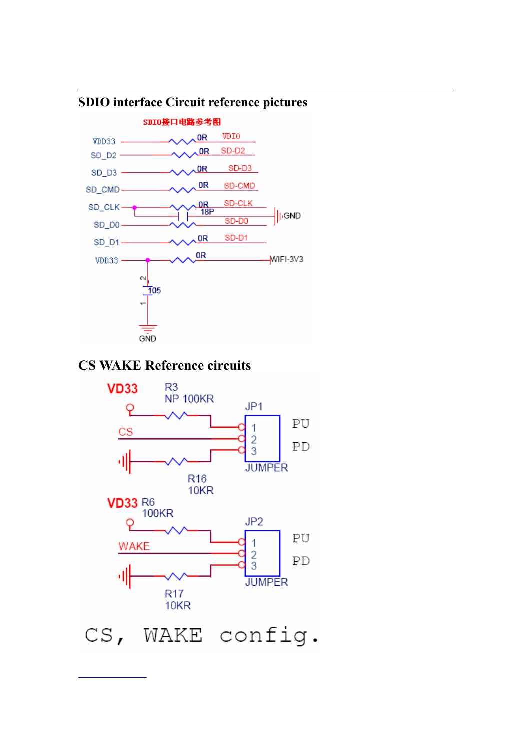## SDIO interface Circuit reference pictures

SDIO接口电路参考图

## CS WAKE Reference circuits

CS, WAKE config.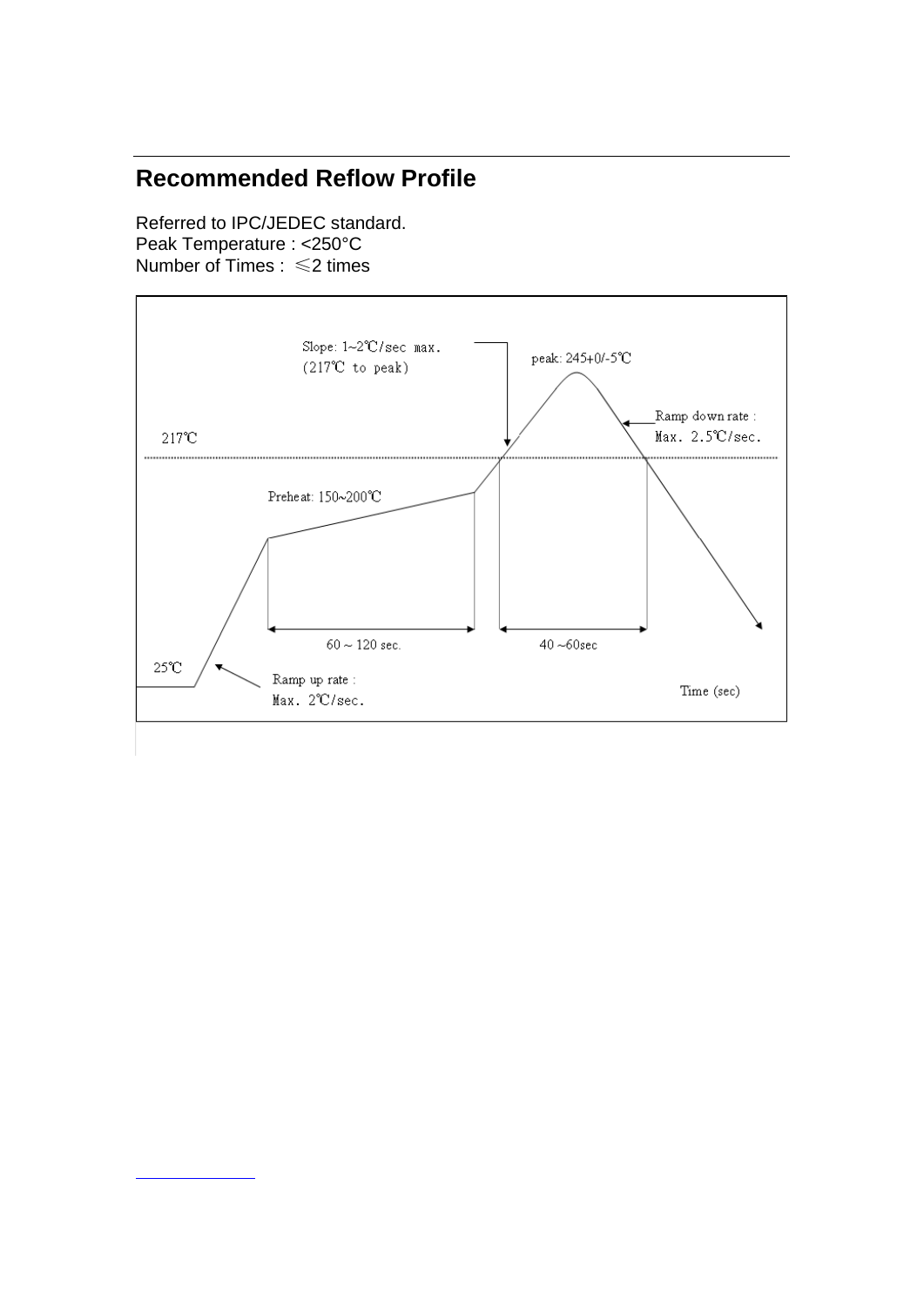## Recommended Reflow Profile

Referred to IPC/JEDEC standard.
Peak Temperature : <250°C
Number of Times : ≤2 times

Slope: 1~2℃/sec max.
(217℃ to peak)

peak: 245+0/-5℃

Ramp down rate :
Max. 2.5℃/sec.

217℃

Preheat: 150~200℃

60 ~ 120 sec.

40 ~60sec

25℃

Ramp up rate :
Max. 2℃/sec.

Time (sec)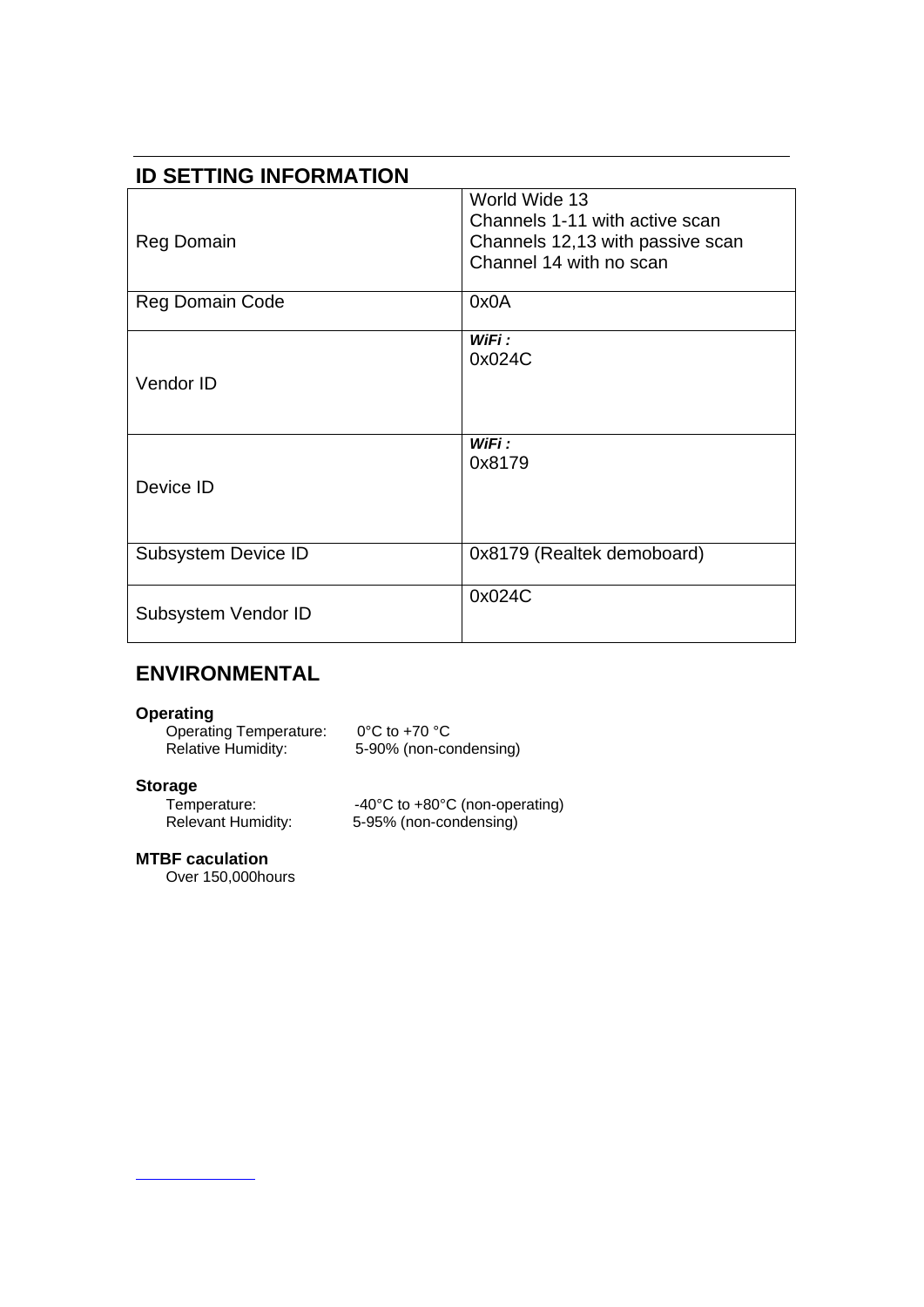## ID SETTING INFORMATION

| | |
|---|---|
| Reg Domain | World Wide 13<br>Channels 1-11 with active scan<br>Channels 12,13 with passive scan<br>Channel 14 with no scan |
| Reg Domain Code | 0x0A |
| Vendor ID | ***WiFi :***<br>0x024C |
| Device ID | ***WiFi :***<br>0x8179 |
| Subsystem Device ID | 0x8179 (Realtek demoboard) |
| Subsystem Vendor ID | 0x024C |

## ENVIRONMENTAL

**Operating**

Operating Temperature: 0°C to +70 °C
Relative Humidity: 5-90% (non-condensing)

**Storage**

Temperature: -40°C to +80°C (non-operating)
Relevant Humidity: 5-95% (non-condensing)

**MTBF caculation**

Over 150,000hours